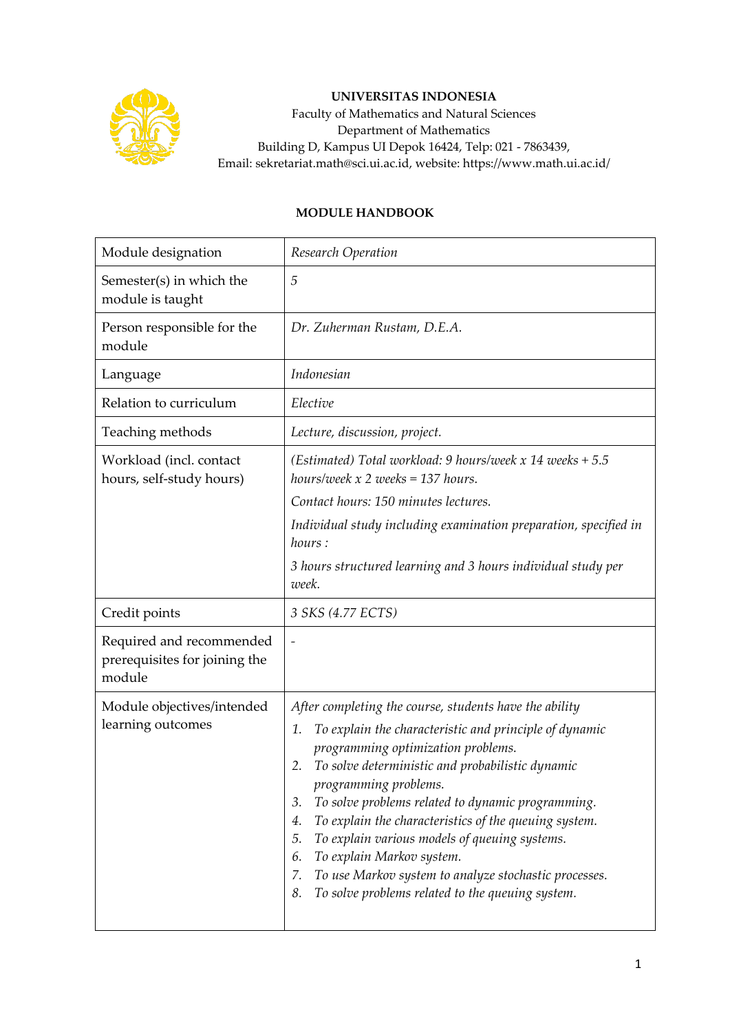**UNIVERSITAS INDONESIA**
Faculty of Mathematics and Natural Sciences
Department of Mathematics
Building D, Kampus UI Depok 16424, Telp: 021 - 7863439,
Email: sekretariat.math@sci.ui.ac.id, website: https://www.math.ui.ac.id/

## MODULE HANDBOOK

| Module designation | *Research Operation* |
|---|---|
| Semester(s) in which the module is taught | *5* |
| Person responsible for the module | *Dr. Zuherman Rustam, D.E.A.* |
| Language | *Indonesian* |
| Relation to curriculum | *Elective* |
| Teaching methods | *Lecture, discussion, project.* |
| Workload (incl. contact hours, self-study hours) | *(Estimated) Total workload: 9 hours/week x 14 weeks + 5.5 hours/week x 2 weeks = 137 hours.*<br>*Contact hours: 150 minutes lectures.*<br>*Individual study including examination preparation, specified in hours :*<br>*3 hours structured learning and 3 hours individual study per week.* |
| Credit points | *3 SKS (4.77 ECTS)* |
| Required and recommended prerequisites for joining the module | - |
| Module objectives/intended learning outcomes | *After completing the course, students have the ability*<br>1. *To explain the characteristic and principle of dynamic programming optimization problems.*<br>2. *To solve deterministic and probabilistic dynamic programming problems.*<br>3. *To solve problems related to dynamic programming.*<br>4. *To explain the characteristics of the queuing system.*<br>5. *To explain various models of queuing systems.*<br>6. *To explain Markov system.*<br>7. *To use Markov system to analyze stochastic processes.*<br>8. *To solve problems related to the queuing system.* |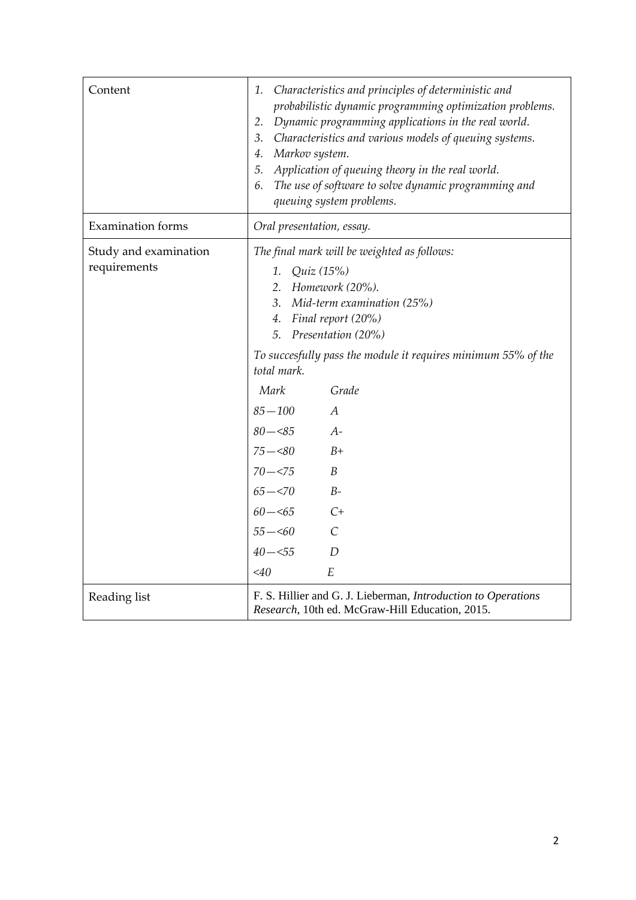| | |
|---|---|
| Content | 1. *Characteristics and principles of deterministic and probabilistic dynamic programming optimization problems.*<br>2. *Dynamic programming applications in the real world.*<br>3. *Characteristics and various models of queuing systems.*<br>4. *Markov system.*<br>5. *Application of queuing theory in the real world.*<br>6. *The use of software to solve dynamic programming and queuing system problems.* |
| Examination forms | *Oral presentation, essay.* |
| Study and examination requirements | *The final mark will be weighted as follows:*<br>1. *Quiz (15%)*<br>2. *Homework (20%).*<br>3. *Mid-term examination (25%)*<br>4. *Final report (20%)*<br>5. *Presentation (20%)*<br><br>*To succesfully pass the module it requires minimum 55% of the total mark.*<br><br>*Mark* — *Grade*<br>*85—100* — *A*<br>*80—<85* — *A-*<br>*75—<80* — *B+*<br>*70—<75* — *B*<br>*65—<70* — *B-*<br>*60—<65* — *C+*<br>*55—<60* — *C*<br>*40—<55* — *D*<br>*<40* — *E* |
| Reading list | F. S. Hillier and G. J. Lieberman, *Introduction to Operations Research*, 10th ed. McGraw-Hill Education, 2015. |